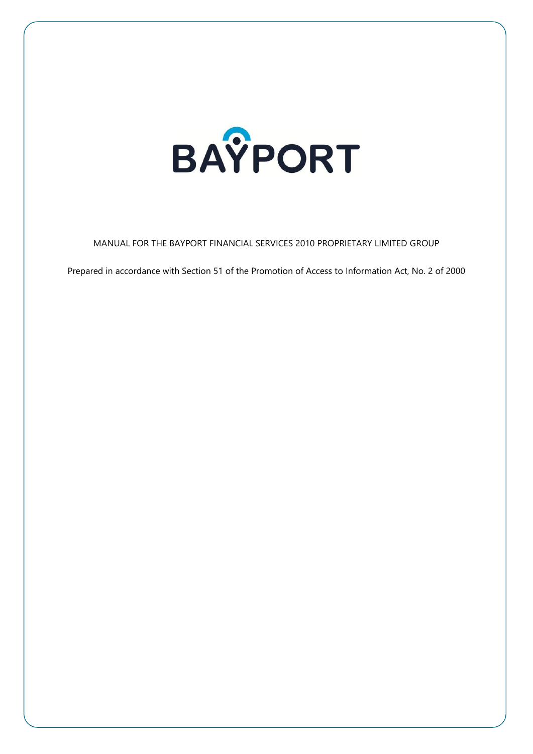BAYPORT

MANUAL FOR THE BAYPORT FINANCIAL SERVICES 2010 PROPRIETARY LIMITED GROUP

Prepared in accordance with Section 51 of the Promotion of Access to Information Act, No. 2 of 2000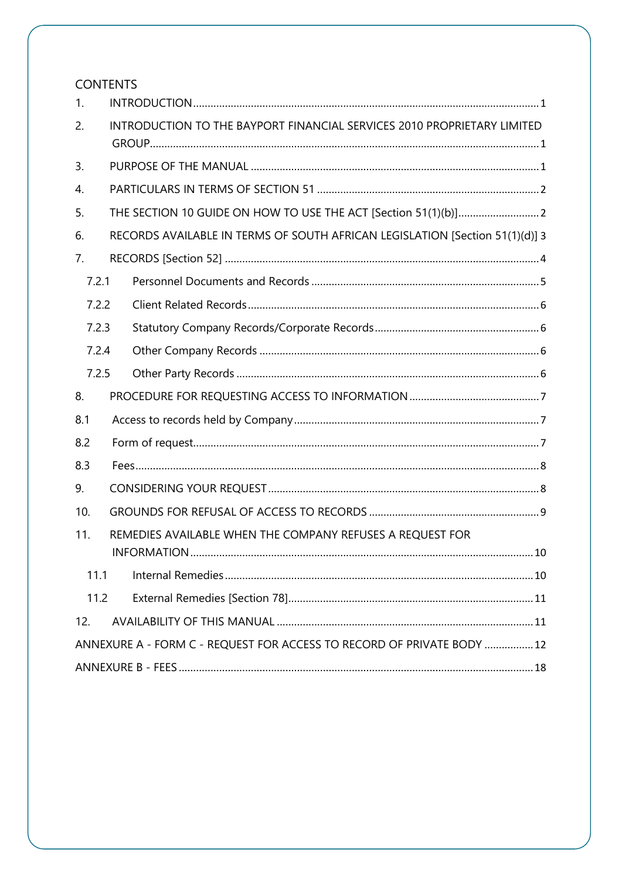CONTENTS

1. INTRODUCTION ........ 1
2. INTRODUCTION TO THE BAYPORT FINANCIAL SERVICES 2010 PROPRIETARY LIMITED GROUP ........ 1
3. PURPOSE OF THE MANUAL ........ 1
4. PARTICULARS IN TERMS OF SECTION 51 ........ 2
5. THE SECTION 10 GUIDE ON HOW TO USE THE ACT [Section 51(1)(b)] ........ 2
6. RECORDS AVAILABLE IN TERMS OF SOUTH AFRICAN LEGISLATION [Section 51(1)(d)] 3
7. RECORDS [Section 52] ........ 4
   - 7.2.1 Personnel Documents and Records ........ 5
   - 7.2.2 Client Related Records ........ 6
   - 7.2.3 Statutory Company Records/Corporate Records ........ 6
   - 7.2.4 Other Company Records ........ 6
   - 7.2.5 Other Party Records ........ 6
8. PROCEDURE FOR REQUESTING ACCESS TO INFORMATION ........ 7
   - 8.1 Access to records held by Company ........ 7
   - 8.2 Form of request ........ 7
   - 8.3 Fees ........ 8
9. CONSIDERING YOUR REQUEST ........ 8
10. GROUNDS FOR REFUSAL OF ACCESS TO RECORDS ........ 9
11. REMEDIES AVAILABLE WHEN THE COMPANY REFUSES A REQUEST FOR INFORMATION ........ 10
    - 11.1 Internal Remedies ........ 10
    - 11.2 External Remedies [Section 78] ........ 11
12. AVAILABILITY OF THIS MANUAL ........ 11

ANNEXURE A - FORM C - REQUEST FOR ACCESS TO RECORD OF PRIVATE BODY ........ 12

ANNEXURE B - FEES ........ 18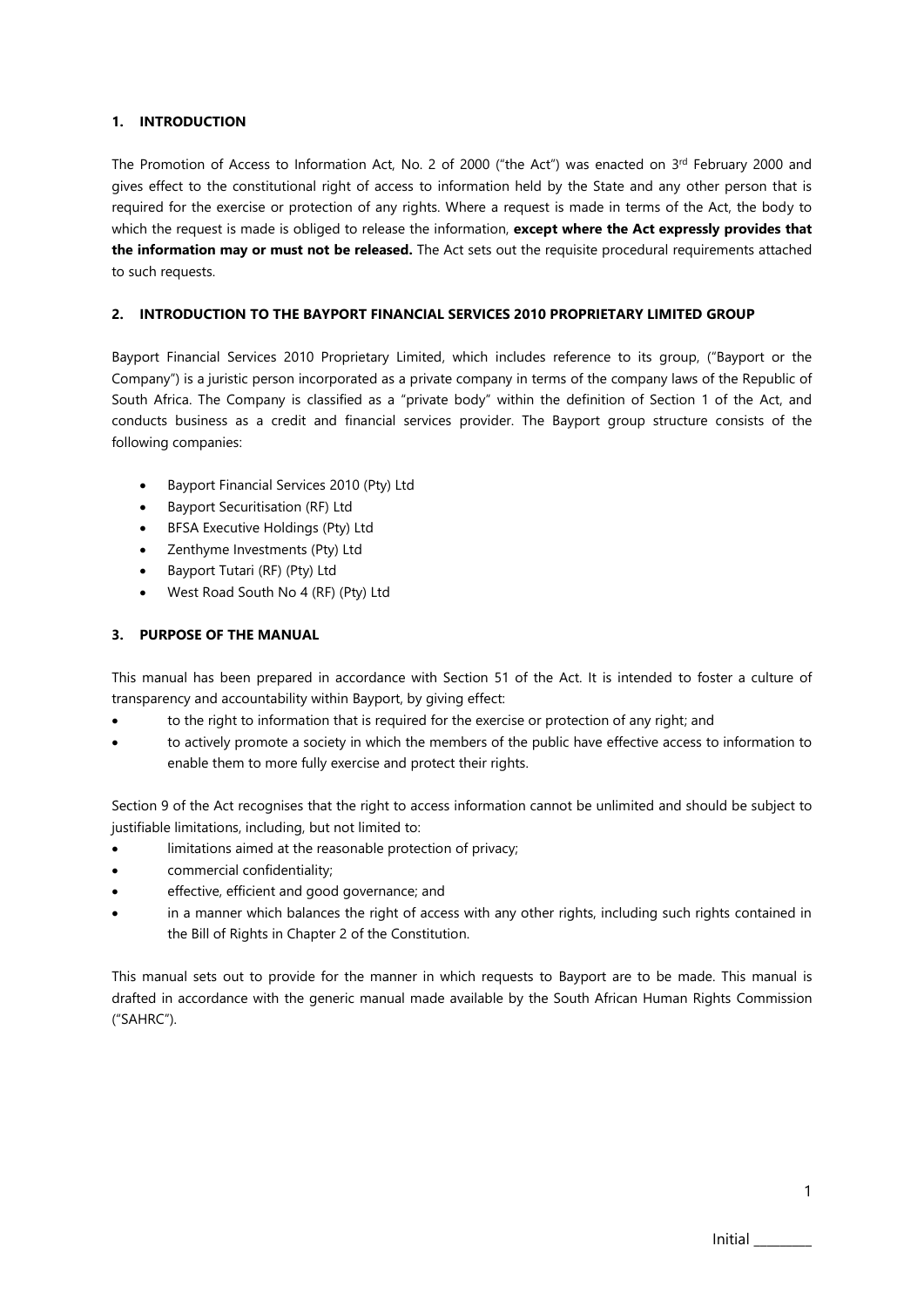## 1. INTRODUCTION

The Promotion of Access to Information Act, No. 2 of 2000 ("the Act") was enacted on 3rd February 2000 and gives effect to the constitutional right of access to information held by the State and any other person that is required for the exercise or protection of any rights. Where a request is made in terms of the Act, the body to which the request is made is obliged to release the information, **except where the Act expressly provides that the information may or must not be released.** The Act sets out the requisite procedural requirements attached to such requests.

## 2. INTRODUCTION TO THE BAYPORT FINANCIAL SERVICES 2010 PROPRIETARY LIMITED GROUP

Bayport Financial Services 2010 Proprietary Limited, which includes reference to its group, ("Bayport or the Company") is a juristic person incorporated as a private company in terms of the company laws of the Republic of South Africa. The Company is classified as a "private body" within the definition of Section 1 of the Act, and conducts business as a credit and financial services provider. The Bayport group structure consists of the following companies:

- Bayport Financial Services 2010 (Pty) Ltd
- Bayport Securitisation (RF) Ltd
- BFSA Executive Holdings (Pty) Ltd
- Zenthyme Investments (Pty) Ltd
- Bayport Tutari (RF) (Pty) Ltd
- West Road South No 4 (RF) (Pty) Ltd

## 3. PURPOSE OF THE MANUAL

This manual has been prepared in accordance with Section 51 of the Act. It is intended to foster a culture of transparency and accountability within Bayport, by giving effect:

- to the right to information that is required for the exercise or protection of any right; and
- to actively promote a society in which the members of the public have effective access to information to enable them to more fully exercise and protect their rights.

Section 9 of the Act recognises that the right to access information cannot be unlimited and should be subject to justifiable limitations, including, but not limited to:

- limitations aimed at the reasonable protection of privacy;
- commercial confidentiality;
- effective, efficient and good governance; and
- in a manner which balances the right of access with any other rights, including such rights contained in the Bill of Rights in Chapter 2 of the Constitution.

This manual sets out to provide for the manner in which requests to Bayport are to be made. This manual is drafted in accordance with the generic manual made available by the South African Human Rights Commission ("SAHRC").

Initial ________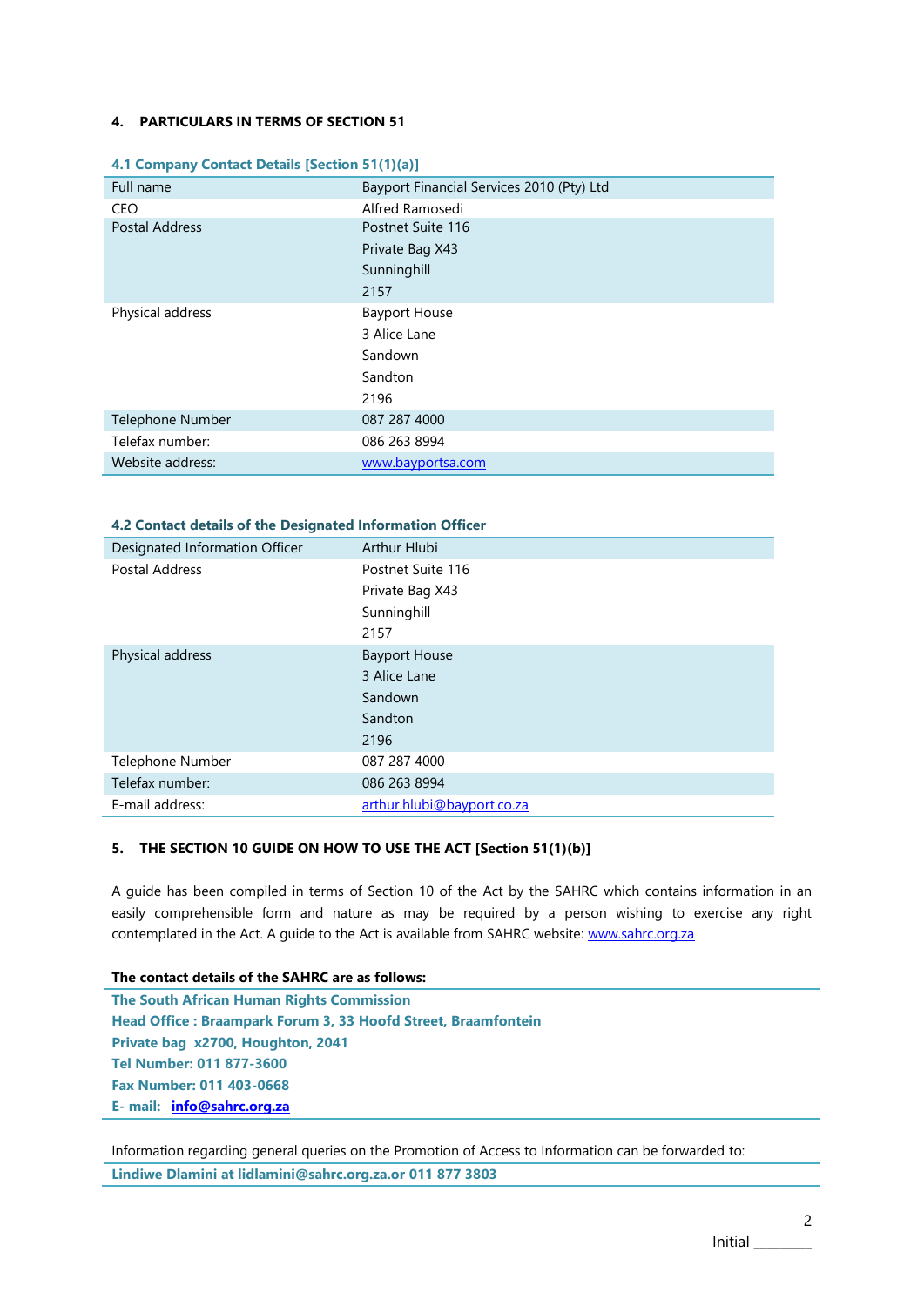## 4. PARTICULARS IN TERMS OF SECTION 51

### 4.1 Company Contact Details [Section 51(1)(a)]

| | |
|---|---|
| Full name | Bayport Financial Services 2010 (Pty) Ltd |
| CEO | Alfred Ramosedi |
| Postal Address | Postnet Suite 116<br>Private Bag X43<br>Sunninghill<br>2157 |
| Physical address | Bayport House<br>3 Alice Lane<br>Sandown<br>Sandton<br>2196 |
| Telephone Number | 087 287 4000 |
| Telefax number: | 086 263 8994 |
| Website address: | www.bayportsa.com |

### 4.2 Contact details of the Designated Information Officer

| | |
|---|---|
| Designated Information Officer | Arthur Hlubi |
| Postal Address | Postnet Suite 116<br>Private Bag X43<br>Sunninghill<br>2157 |
| Physical address | Bayport House<br>3 Alice Lane<br>Sandown<br>Sandton<br>2196 |
| Telephone Number | 087 287 4000 |
| Telefax number: | 086 263 8994 |
| E-mail address: | arthur.hlubi@bayport.co.za |

## 5. THE SECTION 10 GUIDE ON HOW TO USE THE ACT [Section 51(1)(b)]

A guide has been compiled in terms of Section 10 of the Act by the SAHRC which contains information in an easily comprehensible form and nature as may be required by a person wishing to exercise any right contemplated in the Act. A guide to the Act is available from SAHRC website: www.sahrc.org.za

**The contact details of the SAHRC are as follows:**

**The South African Human Rights Commission**
**Head Office : Braampark Forum 3, 33 Hoofd Street, Braamfontein**
**Private bag x2700, Houghton, 2041**
**Tel Number: 011 877-3600**
**Fax Number: 011 403-0668**
**E- mail: info@sahrc.org.za**

Information regarding general queries on the Promotion of Access to Information can be forwarded to:

**Lindiwe Dlamini at lidlamini@sahrc.org.za.or 011 877 3803**

Initial ________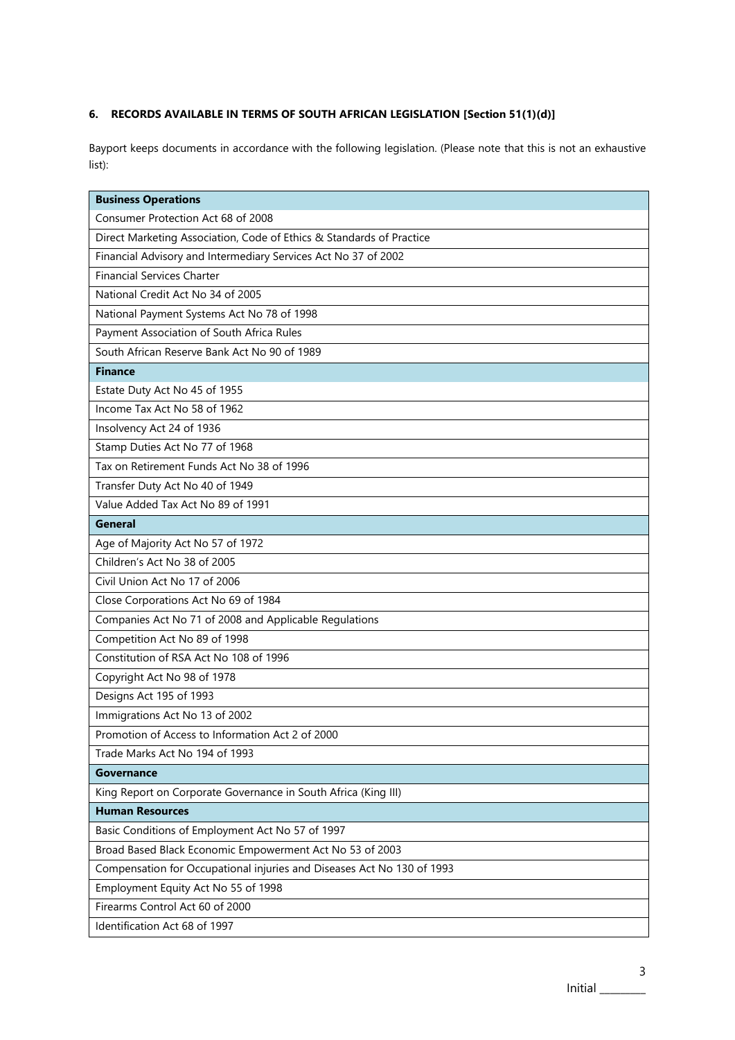### 6. RECORDS AVAILABLE IN TERMS OF SOUTH AFRICAN LEGISLATION [Section 51(1)(d)]

Bayport keeps documents in accordance with the following legislation. (Please note that this is not an exhaustive list):

| **Business Operations** |
|---|
| Consumer Protection Act 68 of 2008 |
| Direct Marketing Association, Code of Ethics & Standards of Practice |
| Financial Advisory and Intermediary Services Act No 37 of 2002 |
| Financial Services Charter |
| National Credit Act No 34 of 2005 |
| National Payment Systems Act No 78 of 1998 |
| Payment Association of South Africa Rules |
| South African Reserve Bank Act No 90 of 1989 |
| **Finance** |
| Estate Duty Act No 45 of 1955 |
| Income Tax Act No 58 of 1962 |
| Insolvency Act 24 of 1936 |
| Stamp Duties Act No 77 of 1968 |
| Tax on Retirement Funds Act No 38 of 1996 |
| Transfer Duty Act No 40 of 1949 |
| Value Added Tax Act No 89 of 1991 |
| **General** |
| Age of Majority Act No 57 of 1972 |
| Children's Act No 38 of 2005 |
| Civil Union Act No 17 of 2006 |
| Close Corporations Act No 69 of 1984 |
| Companies Act No 71 of 2008 and Applicable Regulations |
| Competition Act No 89 of 1998 |
| Constitution of RSA Act No 108 of 1996 |
| Copyright Act No 98 of 1978 |
| Designs Act 195 of 1993 |
| Immigrations Act No 13 of 2002 |
| Promotion of Access to Information Act 2 of 2000 |
| Trade Marks Act No 194 of 1993 |
| **Governance** |
| King Report on Corporate Governance in South Africa (King III) |
| **Human Resources** |
| Basic Conditions of Employment Act No 57 of 1997 |
| Broad Based Black Economic Empowerment Act No 53 of 2003 |
| Compensation for Occupational injuries and Diseases Act No 130 of 1993 |
| Employment Equity Act No 55 of 1998 |
| Firearms Control Act 60 of 2000 |
| Identification Act 68 of 1997 |

Initial ________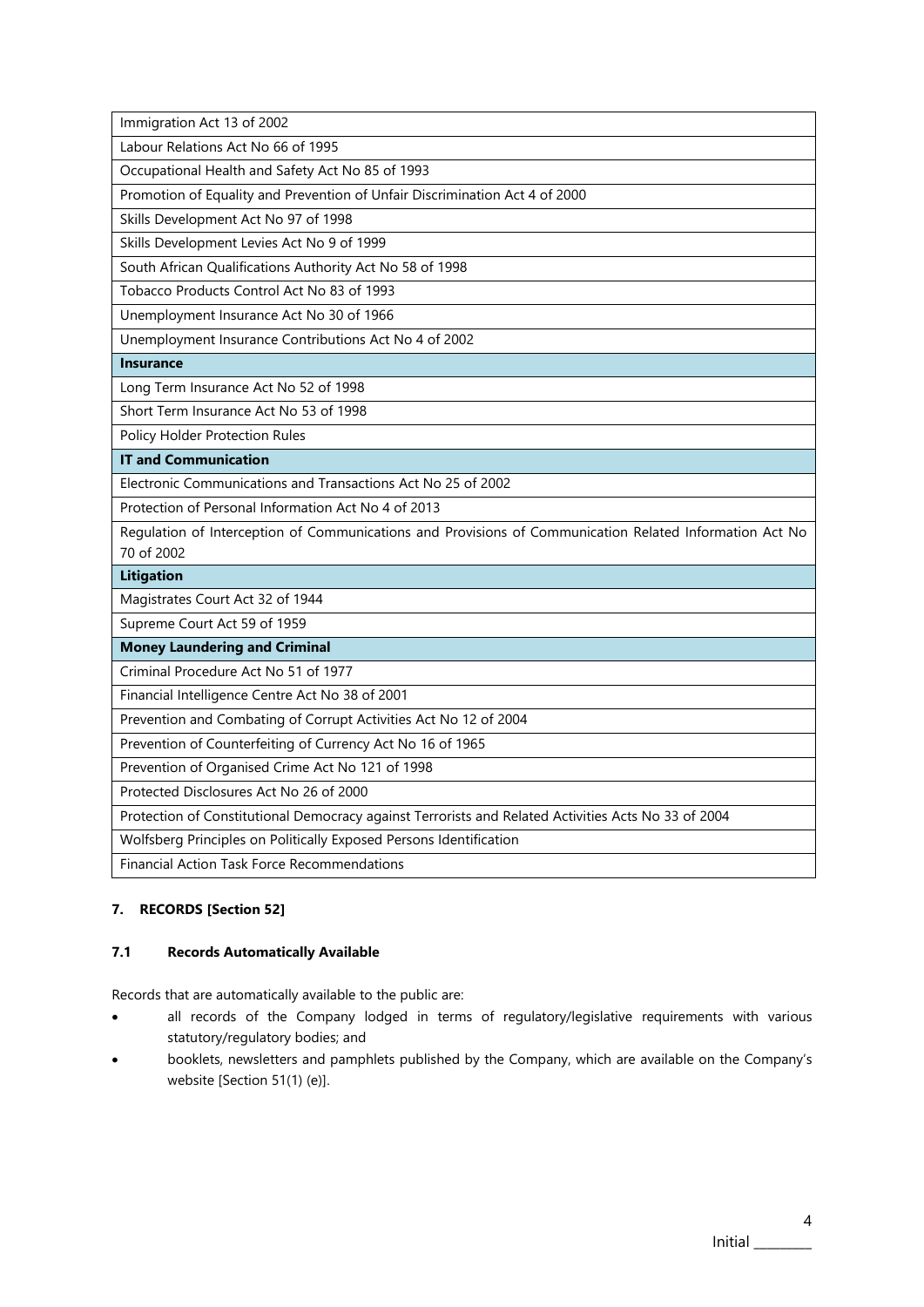| Immigration Act 13 of 2002 |
| --- |
| Labour Relations Act No 66 of 1995 |
| Occupational Health and Safety Act No 85 of 1993 |
| Promotion of Equality and Prevention of Unfair Discrimination Act 4 of 2000 |
| Skills Development Act No 97 of 1998 |
| Skills Development Levies Act No 9 of 1999 |
| South African Qualifications Authority Act No 58 of 1998 |
| Tobacco Products Control Act No 83 of 1993 |
| Unemployment Insurance Act No 30 of 1966 |
| Unemployment Insurance Contributions Act No 4 of 2002 |
| **Insurance** |
| Long Term Insurance Act No 52 of 1998 |
| Short Term Insurance Act No 53 of 1998 |
| Policy Holder Protection Rules |
| **IT and Communication** |
| Electronic Communications and Transactions Act No 25 of 2002 |
| Protection of Personal Information Act No 4 of 2013 |
| Regulation of Interception of Communications and Provisions of Communication Related Information Act No 70 of 2002 |
| **Litigation** |
| Magistrates Court Act 32 of 1944 |
| Supreme Court Act 59 of 1959 |
| **Money Laundering and Criminal** |
| Criminal Procedure Act No 51 of 1977 |
| Financial Intelligence Centre Act No 38 of 2001 |
| Prevention and Combating of Corrupt Activities Act No 12 of 2004 |
| Prevention of Counterfeiting of Currency Act No 16 of 1965 |
| Prevention of Organised Crime Act No 121 of 1998 |
| Protected Disclosures Act No 26 of 2000 |
| Protection of Constitutional Democracy against Terrorists and Related Activities Acts No 33 of 2004 |
| Wolfsberg Principles on Politically Exposed Persons Identification |
| Financial Action Task Force Recommendations |

## 7. RECORDS [Section 52]

### 7.1 Records Automatically Available

Records that are automatically available to the public are:

- all records of the Company lodged in terms of regulatory/legislative requirements with various statutory/regulatory bodies; and
- booklets, newsletters and pamphlets published by the Company, which are available on the Company's website [Section 51(1) (e)].

Initial ________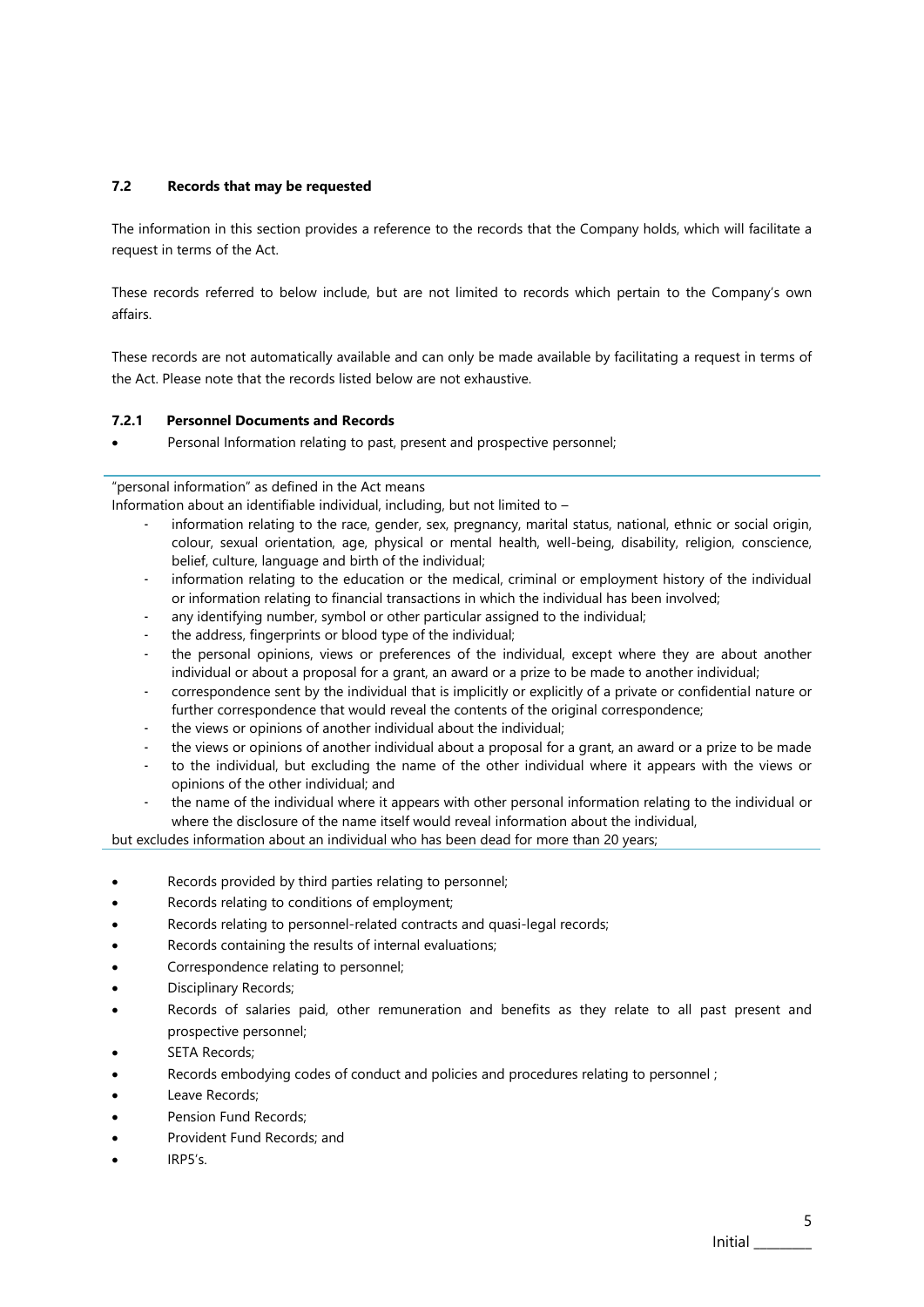### 7.2 Records that may be requested

The information in this section provides a reference to the records that the Company holds, which will facilitate a request in terms of the Act.

These records referred to below include, but are not limited to records which pertain to the Company's own affairs.

These records are not automatically available and can only be made available by facilitating a request in terms of the Act. Please note that the records listed below are not exhaustive.

#### 7.2.1 Personnel Documents and Records

- Personal Information relating to past, present and prospective personnel;

---

"personal information" as defined in the Act means
Information about an identifiable individual, including, but not limited to –

- information relating to the race, gender, sex, pregnancy, marital status, national, ethnic or social origin, colour, sexual orientation, age, physical or mental health, well-being, disability, religion, conscience, belief, culture, language and birth of the individual;
- information relating to the education or the medical, criminal or employment history of the individual or information relating to financial transactions in which the individual has been involved;
- any identifying number, symbol or other particular assigned to the individual;
- the address, fingerprints or blood type of the individual;
- the personal opinions, views or preferences of the individual, except where they are about another individual or about a proposal for a grant, an award or a prize to be made to another individual;
- correspondence sent by the individual that is implicitly or explicitly of a private or confidential nature or further correspondence that would reveal the contents of the original correspondence;
- the views or opinions of another individual about the individual;
- the views or opinions of another individual about a proposal for a grant, an award or a prize to be made
- to the individual, but excluding the name of the other individual where it appears with the views or opinions of the other individual; and
- the name of the individual where it appears with other personal information relating to the individual or where the disclosure of the name itself would reveal information about the individual,

but excludes information about an individual who has been dead for more than 20 years;

---

- Records provided by third parties relating to personnel;
- Records relating to conditions of employment;
- Records relating to personnel-related contracts and quasi-legal records;
- Records containing the results of internal evaluations;
- Correspondence relating to personnel;
- Disciplinary Records;
- Records of salaries paid, other remuneration and benefits as they relate to all past present and prospective personnel;
- SETA Records;
- Records embodying codes of conduct and policies and procedures relating to personnel ;
- Leave Records;
- Pension Fund Records;
- Provident Fund Records; and
- IRP5's.

Initial ________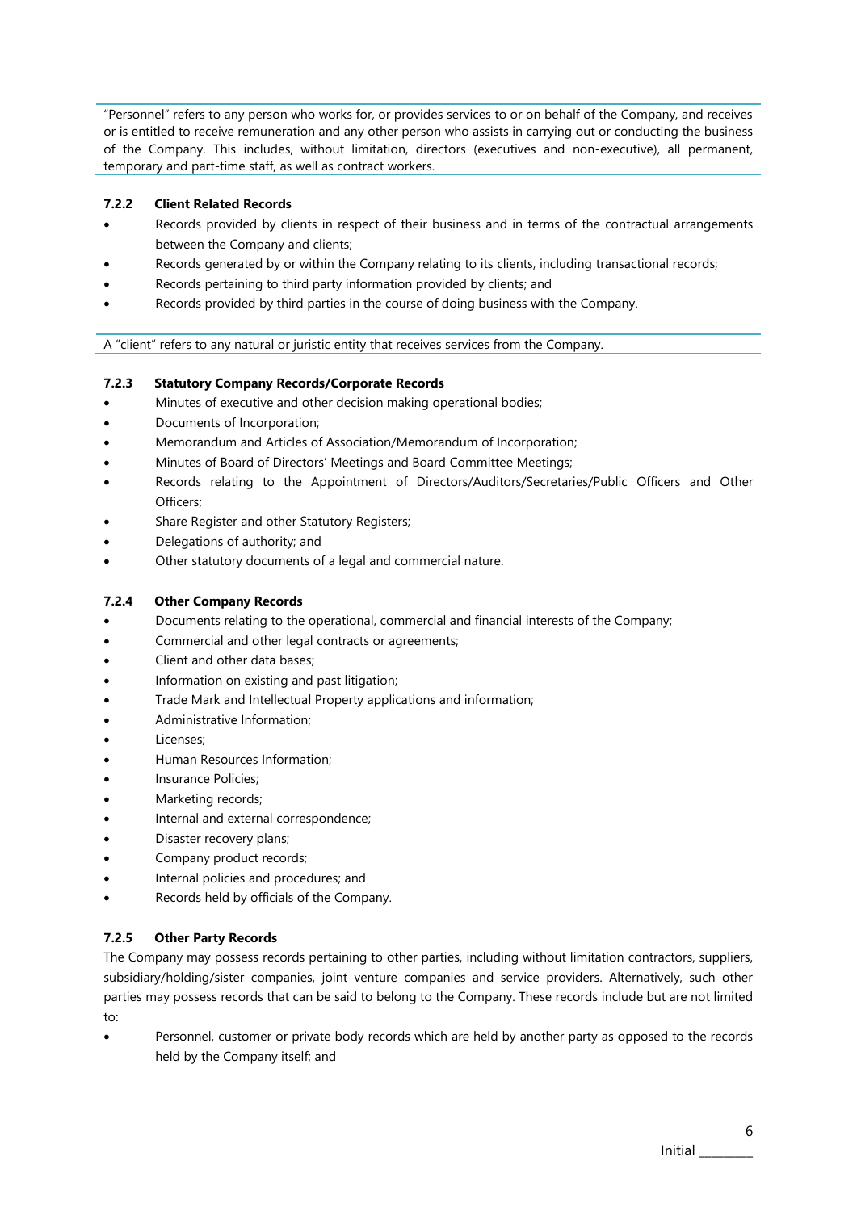"Personnel" refers to any person who works for, or provides services to or on behalf of the Company, and receives or is entitled to receive remuneration and any other person who assists in carrying out or conducting the business of the Company. This includes, without limitation, directors (executives and non-executive), all permanent, temporary and part-time staff, as well as contract workers.

#### 7.2.2 Client Related Records

- Records provided by clients in respect of their business and in terms of the contractual arrangements between the Company and clients;
- Records generated by or within the Company relating to its clients, including transactional records;
- Records pertaining to third party information provided by clients; and
- Records provided by third parties in the course of doing business with the Company.

A "client" refers to any natural or juristic entity that receives services from the Company.

#### 7.2.3 Statutory Company Records/Corporate Records

- Minutes of executive and other decision making operational bodies;
- Documents of Incorporation;
- Memorandum and Articles of Association/Memorandum of Incorporation;
- Minutes of Board of Directors' Meetings and Board Committee Meetings;
- Records relating to the Appointment of Directors/Auditors/Secretaries/Public Officers and Other Officers;
- Share Register and other Statutory Registers;
- Delegations of authority; and
- Other statutory documents of a legal and commercial nature.

#### 7.2.4 Other Company Records

- Documents relating to the operational, commercial and financial interests of the Company;
- Commercial and other legal contracts or agreements;
- Client and other data bases;
- Information on existing and past litigation;
- Trade Mark and Intellectual Property applications and information;
- Administrative Information;
- Licenses;
- Human Resources Information;
- Insurance Policies;
- Marketing records;
- Internal and external correspondence;
- Disaster recovery plans;
- Company product records;
- Internal policies and procedures; and
- Records held by officials of the Company.

#### 7.2.5 Other Party Records

The Company may possess records pertaining to other parties, including without limitation contractors, suppliers, subsidiary/holding/sister companies, joint venture companies and service providers. Alternatively, such other parties may possess records that can be said to belong to the Company. These records include but are not limited to:

- Personnel, customer or private body records which are held by another party as opposed to the records held by the Company itself; and

Initial ________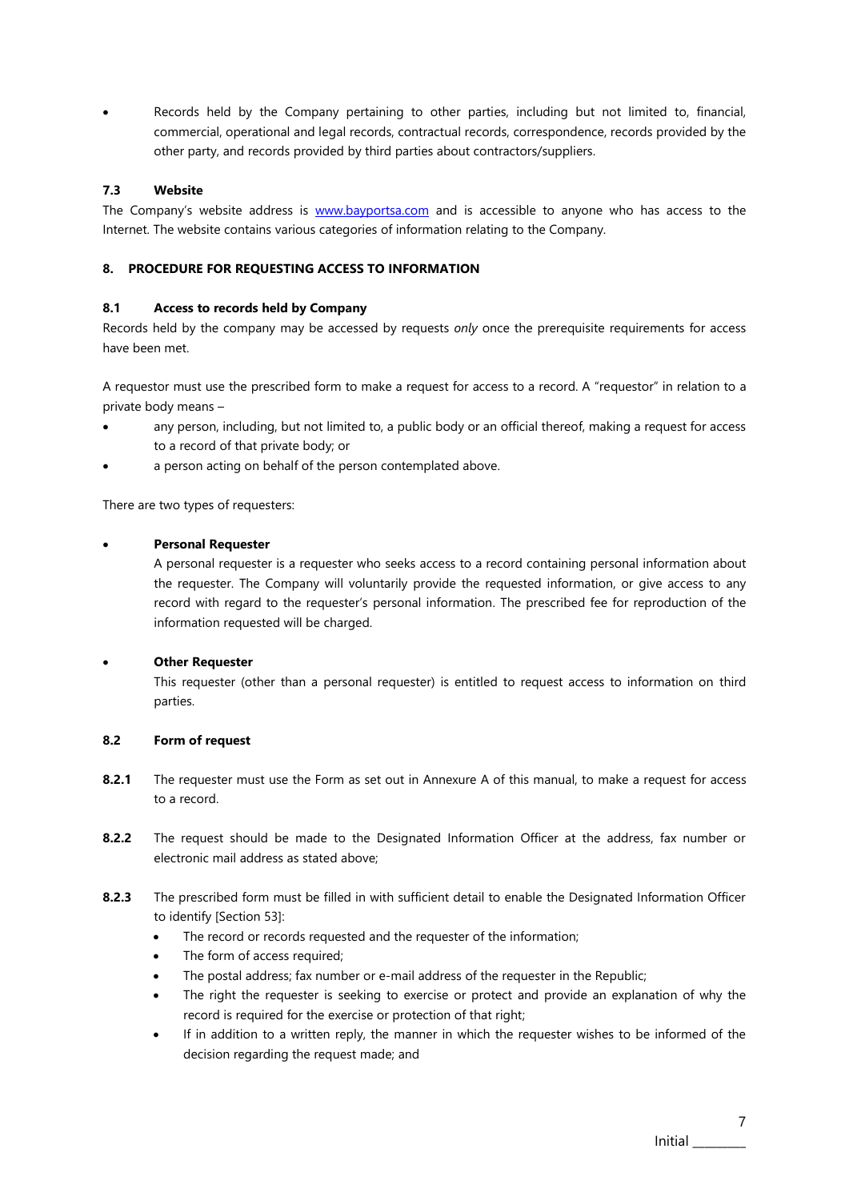- Records held by the Company pertaining to other parties, including but not limited to, financial, commercial, operational and legal records, contractual records, correspondence, records provided by the other party, and records provided by third parties about contractors/suppliers.

### 7.3 Website

The Company's website address is [www.bayportsa.com](http://www.bayportsa.com) and is accessible to anyone who has access to the Internet. The website contains various categories of information relating to the Company.

## 8. PROCEDURE FOR REQUESTING ACCESS TO INFORMATION

### 8.1 Access to records held by Company

Records held by the company may be accessed by requests *only* once the prerequisite requirements for access have been met.

A requestor must use the prescribed form to make a request for access to a record. A "requestor" in relation to a private body means –

- any person, including, but not limited to, a public body or an official thereof, making a request for access to a record of that private body; or
- a person acting on behalf of the person contemplated above.

There are two types of requesters:

- **Personal Requester**
  A personal requester is a requester who seeks access to a record containing personal information about the requester. The Company will voluntarily provide the requested information, or give access to any record with regard to the requester's personal information. The prescribed fee for reproduction of the information requested will be charged.

- **Other Requester**
  This requester (other than a personal requester) is entitled to request access to information on third parties.

### 8.2 Form of request

**8.2.1** The requester must use the Form as set out in Annexure A of this manual, to make a request for access to a record.

**8.2.2** The request should be made to the Designated Information Officer at the address, fax number or electronic mail address as stated above;

**8.2.3** The prescribed form must be filled in with sufficient detail to enable the Designated Information Officer to identify [Section 53]:

- The record or records requested and the requester of the information;
- The form of access required;
- The postal address; fax number or e-mail address of the requester in the Republic;
- The right the requester is seeking to exercise or protect and provide an explanation of why the record is required for the exercise or protection of that right;
- If in addition to a written reply, the manner in which the requester wishes to be informed of the decision regarding the request made; and

Initial ________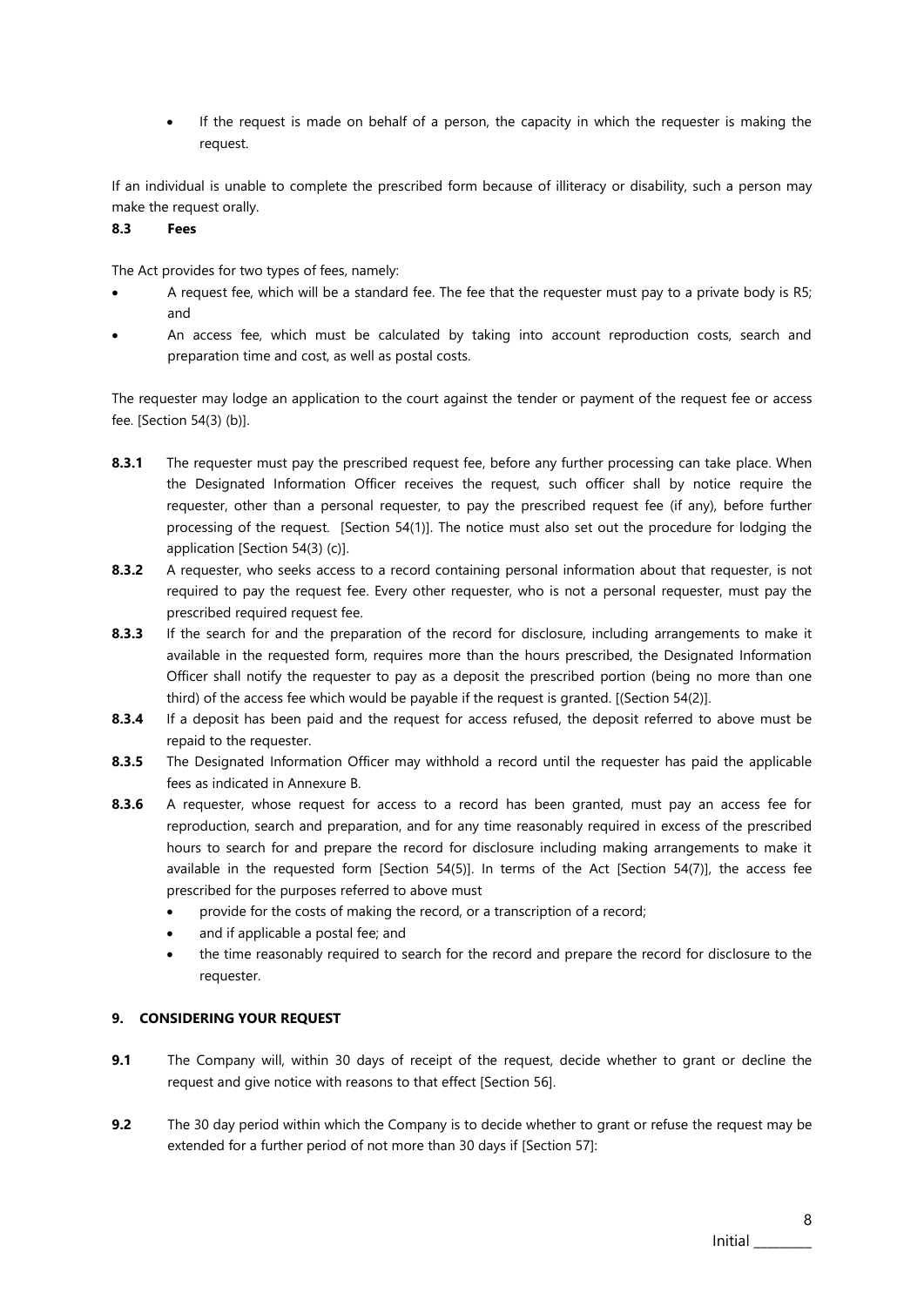- If the request is made on behalf of a person, the capacity in which the requester is making the request.

If an individual is unable to complete the prescribed form because of illiteracy or disability, such a person may make the request orally.

**8.3 Fees**

The Act provides for two types of fees, namely:

- A request fee, which will be a standard fee. The fee that the requester must pay to a private body is R5; and
- An access fee, which must be calculated by taking into account reproduction costs, search and preparation time and cost, as well as postal costs.

The requester may lodge an application to the court against the tender or payment of the request fee or access fee. [Section 54(3) (b)].

**8.3.1** The requester must pay the prescribed request fee, before any further processing can take place. When the Designated Information Officer receives the request, such officer shall by notice require the requester, other than a personal requester, to pay the prescribed request fee (if any), before further processing of the request. [Section 54(1)]. The notice must also set out the procedure for lodging the application [Section 54(3) (c)].

**8.3.2** A requester, who seeks access to a record containing personal information about that requester, is not required to pay the request fee. Every other requester, who is not a personal requester, must pay the prescribed required request fee.

**8.3.3** If the search for and the preparation of the record for disclosure, including arrangements to make it available in the requested form, requires more than the hours prescribed, the Designated Information Officer shall notify the requester to pay as a deposit the prescribed portion (being no more than one third) of the access fee which would be payable if the request is granted. [(Section 54(2)].

**8.3.4** If a deposit has been paid and the request for access refused, the deposit referred to above must be repaid to the requester.

**8.3.5** The Designated Information Officer may withhold a record until the requester has paid the applicable fees as indicated in Annexure B.

**8.3.6** A requester, whose request for access to a record has been granted, must pay an access fee for reproduction, search and preparation, and for any time reasonably required in excess of the prescribed hours to search for and prepare the record for disclosure including making arrangements to make it available in the requested form [Section 54(5)]. In terms of the Act [Section 54(7)], the access fee prescribed for the purposes referred to above must

- provide for the costs of making the record, or a transcription of a record;
- and if applicable a postal fee; and
- the time reasonably required to search for the record and prepare the record for disclosure to the requester.

**9. CONSIDERING YOUR REQUEST**

**9.1** The Company will, within 30 days of receipt of the request, decide whether to grant or decline the request and give notice with reasons to that effect [Section 56].

**9.2** The 30 day period within which the Company is to decide whether to grant or refuse the request may be extended for a further period of not more than 30 days if [Section 57]: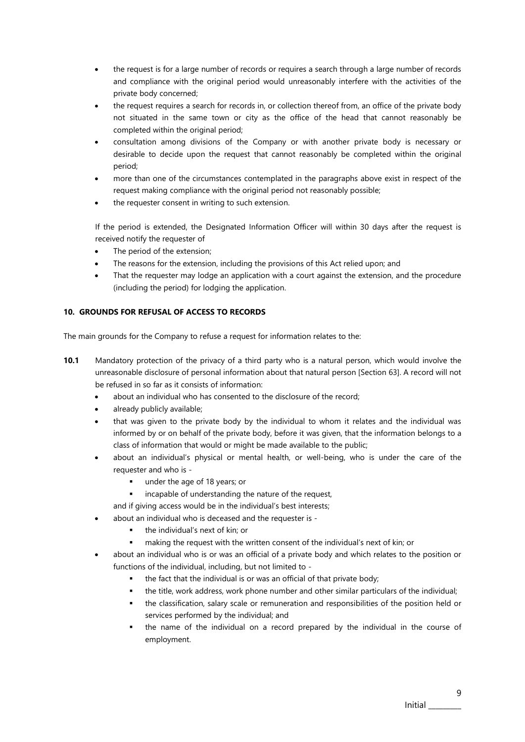- the request is for a large number of records or requires a search through a large number of records and compliance with the original period would unreasonably interfere with the activities of the private body concerned;
- the request requires a search for records in, or collection thereof from, an office of the private body not situated in the same town or city as the office of the head that cannot reasonably be completed within the original period;
- consultation among divisions of the Company or with another private body is necessary or desirable to decide upon the request that cannot reasonably be completed within the original period;
- more than one of the circumstances contemplated in the paragraphs above exist in respect of the request making compliance with the original period not reasonably possible;
- the requester consent in writing to such extension.

If the period is extended, the Designated Information Officer will within 30 days after the request is received notify the requester of

- The period of the extension;
- The reasons for the extension, including the provisions of this Act relied upon; and
- That the requester may lodge an application with a court against the extension, and the procedure (including the period) for lodging the application.

### 10. GROUNDS FOR REFUSAL OF ACCESS TO RECORDS

The main grounds for the Company to refuse a request for information relates to the:

**10.1** Mandatory protection of the privacy of a third party who is a natural person, which would involve the unreasonable disclosure of personal information about that natural person [Section 63]. A record will not be refused in so far as it consists of information:

- about an individual who has consented to the disclosure of the record;
- already publicly available;
- that was given to the private body by the individual to whom it relates and the individual was informed by or on behalf of the private body, before it was given, that the information belongs to a class of information that would or might be made available to the public;
- about an individual's physical or mental health, or well-being, who is under the care of the requester and who is -
  - under the age of 18 years; or
  - incapable of understanding the nature of the request,

  and if giving access would be in the individual's best interests;
- about an individual who is deceased and the requester is -
  - the individual's next of kin; or
  - making the request with the written consent of the individual's next of kin; or
- about an individual who is or was an official of a private body and which relates to the position or functions of the individual, including, but not limited to -
  - the fact that the individual is or was an official of that private body;
  - the title, work address, work phone number and other similar particulars of the individual;
  - the classification, salary scale or remuneration and responsibilities of the position held or services performed by the individual; and
  - the name of the individual on a record prepared by the individual in the course of employment.

Initial ________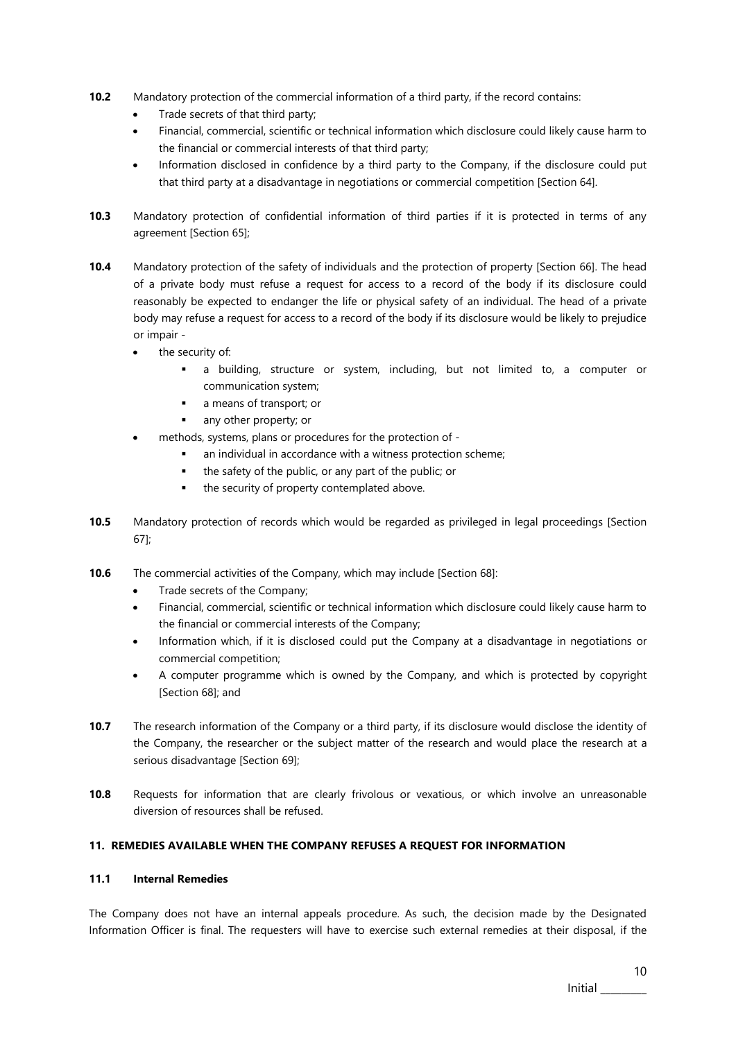**10.2** Mandatory protection of the commercial information of a third party, if the record contains:

- Trade secrets of that third party;
- Financial, commercial, scientific or technical information which disclosure could likely cause harm to the financial or commercial interests of that third party;
- Information disclosed in confidence by a third party to the Company, if the disclosure could put that third party at a disadvantage in negotiations or commercial competition [Section 64].

**10.3** Mandatory protection of confidential information of third parties if it is protected in terms of any agreement [Section 65];

**10.4** Mandatory protection of the safety of individuals and the protection of property [Section 66]. The head of a private body must refuse a request for access to a record of the body if its disclosure could reasonably be expected to endanger the life or physical safety of an individual. The head of a private body may refuse a request for access to a record of the body if its disclosure would be likely to prejudice or impair -

- the security of:
  - a building, structure or system, including, but not limited to, a computer or communication system;
  - a means of transport; or
  - any other property; or
- methods, systems, plans or procedures for the protection of -
  - an individual in accordance with a witness protection scheme;
  - the safety of the public, or any part of the public; or
  - the security of property contemplated above.

**10.5** Mandatory protection of records which would be regarded as privileged in legal proceedings [Section 67];

**10.6** The commercial activities of the Company, which may include [Section 68]:

- Trade secrets of the Company;
- Financial, commercial, scientific or technical information which disclosure could likely cause harm to the financial or commercial interests of the Company;
- Information which, if it is disclosed could put the Company at a disadvantage in negotiations or commercial competition;
- A computer programme which is owned by the Company, and which is protected by copyright [Section 68]; and

**10.7** The research information of the Company or a third party, if its disclosure would disclose the identity of the Company, the researcher or the subject matter of the research and would place the research at a serious disadvantage [Section 69];

**10.8** Requests for information that are clearly frivolous or vexatious, or which involve an unreasonable diversion of resources shall be refused.

## 11. REMEDIES AVAILABLE WHEN THE COMPANY REFUSES A REQUEST FOR INFORMATION

### 11.1 Internal Remedies

The Company does not have an internal appeals procedure. As such, the decision made by the Designated Information Officer is final. The requesters will have to exercise such external remedies at their disposal, if the

Initial ________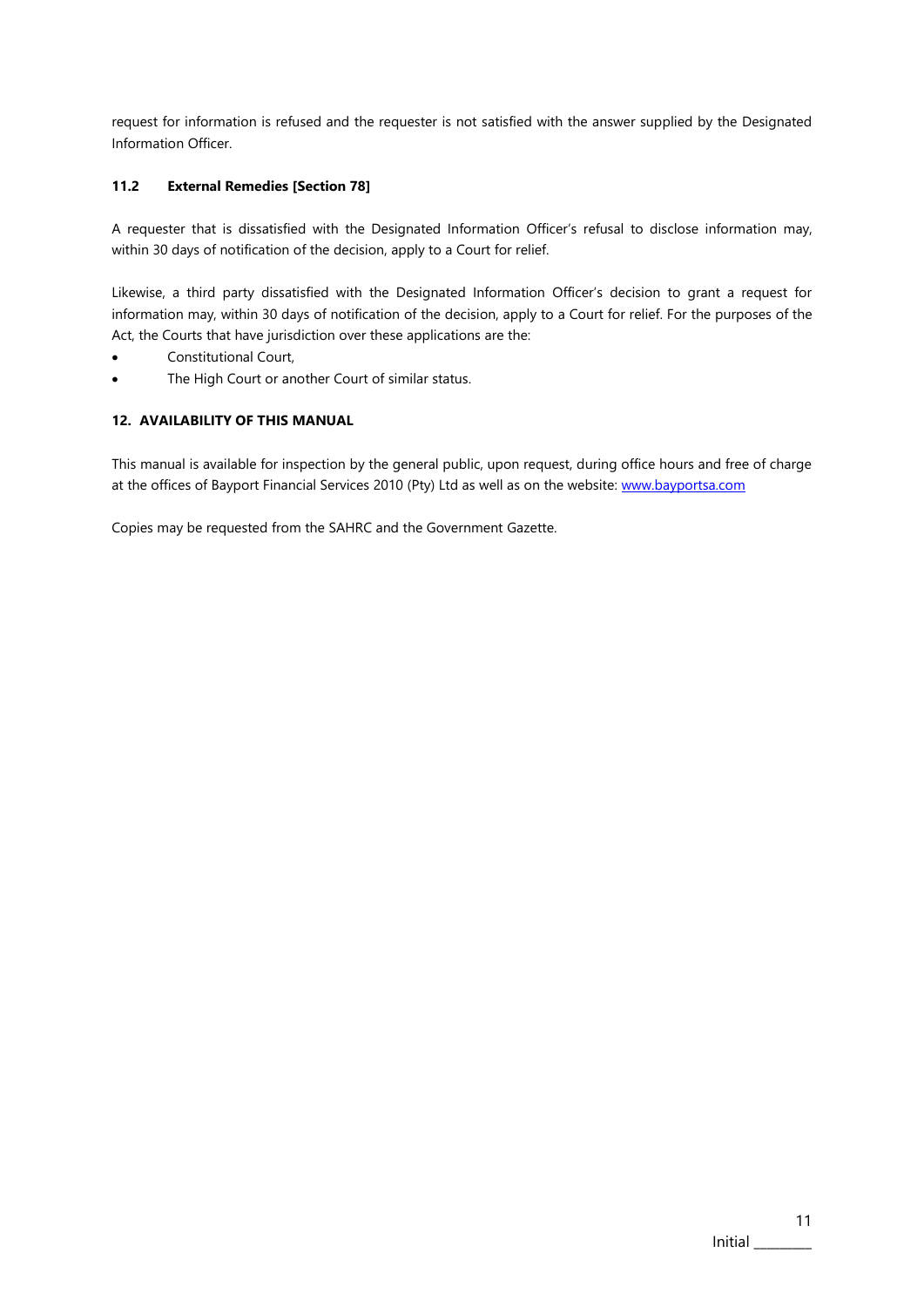request for information is refused and the requester is not satisfied with the answer supplied by the Designated Information Officer.

### 11.2 External Remedies [Section 78]

A requester that is dissatisfied with the Designated Information Officer's refusal to disclose information may, within 30 days of notification of the decision, apply to a Court for relief.

Likewise, a third party dissatisfied with the Designated Information Officer's decision to grant a request for information may, within 30 days of notification of the decision, apply to a Court for relief. For the purposes of the Act, the Courts that have jurisdiction over these applications are the:

- Constitutional Court,
- The High Court or another Court of similar status.

## 12. AVAILABILITY OF THIS MANUAL

This manual is available for inspection by the general public, upon request, during office hours and free of charge at the offices of Bayport Financial Services 2010 (Pty) Ltd as well as on the website: www.bayportsa.com

Copies may be requested from the SAHRC and the Government Gazette.

Initial ________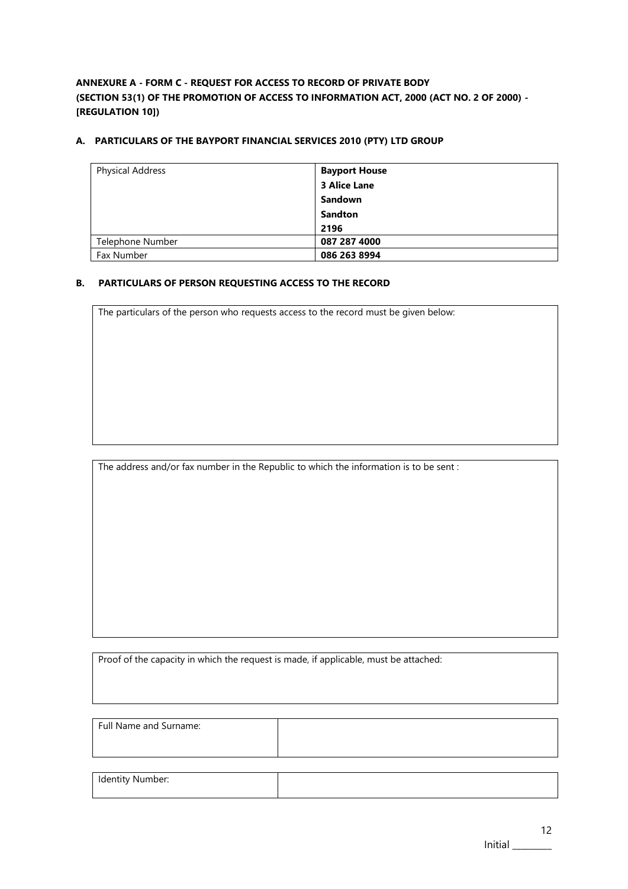**ANNEXURE A - FORM C - REQUEST FOR ACCESS TO RECORD OF PRIVATE BODY**
**(SECTION 53(1) OF THE PROMOTION OF ACCESS TO INFORMATION ACT, 2000 (ACT NO. 2 OF 2000) - [REGULATION 10])**

**A. PARTICULARS OF THE BAYPORT FINANCIAL SERVICES 2010 (PTY) LTD GROUP**

| | |
|---|---|
| Physical Address | **Bayport House**<br>**3 Alice Lane**<br>**Sandown**<br>**Sandton**<br>**2196** |
| Telephone Number | **087 287 4000** |
| Fax Number | **086 263 8994** |

**B. PARTICULARS OF PERSON REQUESTING ACCESS TO THE RECORD**

| |
|---|
| The particulars of the person who requests access to the record must be given below: |

| |
|---|
| The address and/or fax number in the Republic to which the information is to be sent : |

| |
|---|
| Proof of the capacity in which the request is made, if applicable, must be attached: |

| | |
|---|---|
| Full Name and Surname: | |

| | |
|---|---|
| Identity Number: | |

Initial ________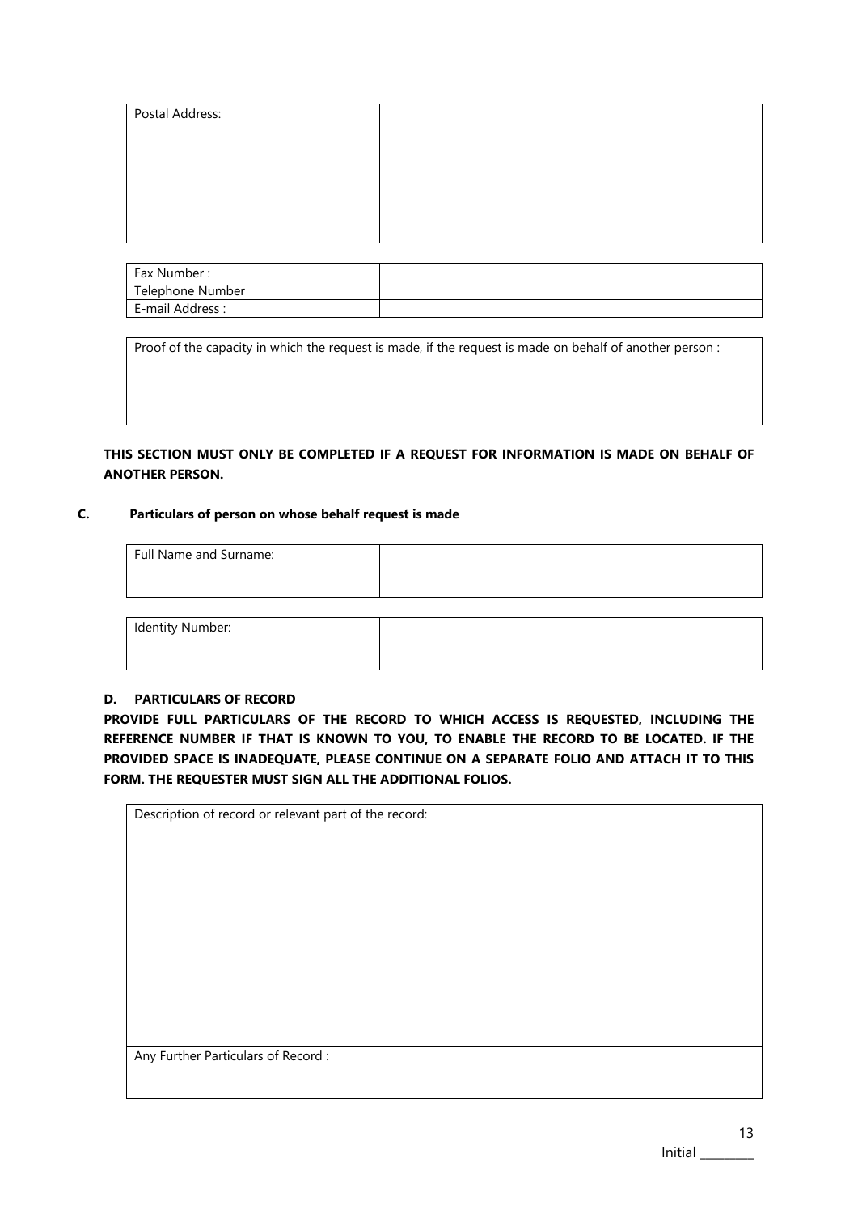| Postal Address: | |
| --- | --- |

| Fax Number : | |
| --- | --- |
| Telephone Number | |
| E-mail Address : | |

| Proof of the capacity in which the request is made, if the request is made on behalf of another person : |
| --- |

**THIS SECTION MUST ONLY BE COMPLETED IF A REQUEST FOR INFORMATION IS MADE ON BEHALF OF ANOTHER PERSON.**

### C. Particulars of person on whose behalf request is made

| Full Name and Surname: | |
| --- | --- |

| Identity Number: | |
| --- | --- |

### D. PARTICULARS OF RECORD

**PROVIDE FULL PARTICULARS OF THE RECORD TO WHICH ACCESS IS REQUESTED, INCLUDING THE REFERENCE NUMBER IF THAT IS KNOWN TO YOU, TO ENABLE THE RECORD TO BE LOCATED. IF THE PROVIDED SPACE IS INADEQUATE, PLEASE CONTINUE ON A SEPARATE FOLIO AND ATTACH IT TO THIS FORM. THE REQUESTER MUST SIGN ALL THE ADDITIONAL FOLIOS.**

| Description of record or relevant part of the record: |
| --- |
| Any Further Particulars of Record : |

Initial ________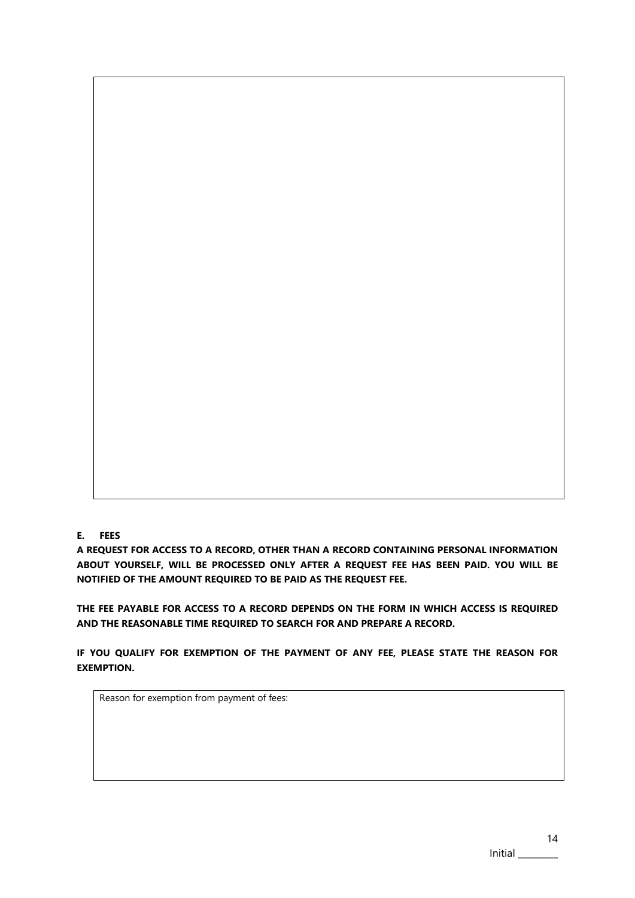**E. FEES**

**A REQUEST FOR ACCESS TO A RECORD, OTHER THAN A RECORD CONTAINING PERSONAL INFORMATION ABOUT YOURSELF, WILL BE PROCESSED ONLY AFTER A REQUEST FEE HAS BEEN PAID. YOU WILL BE NOTIFIED OF THE AMOUNT REQUIRED TO BE PAID AS THE REQUEST FEE.**

**THE FEE PAYABLE FOR ACCESS TO A RECORD DEPENDS ON THE FORM IN WHICH ACCESS IS REQUIRED AND THE REASONABLE TIME REQUIRED TO SEARCH FOR AND PREPARE A RECORD.**

**IF YOU QUALIFY FOR EXEMPTION OF THE PAYMENT OF ANY FEE, PLEASE STATE THE REASON FOR EXEMPTION.**

| Reason for exemption from payment of fees: |
|---|
| |

Initial ________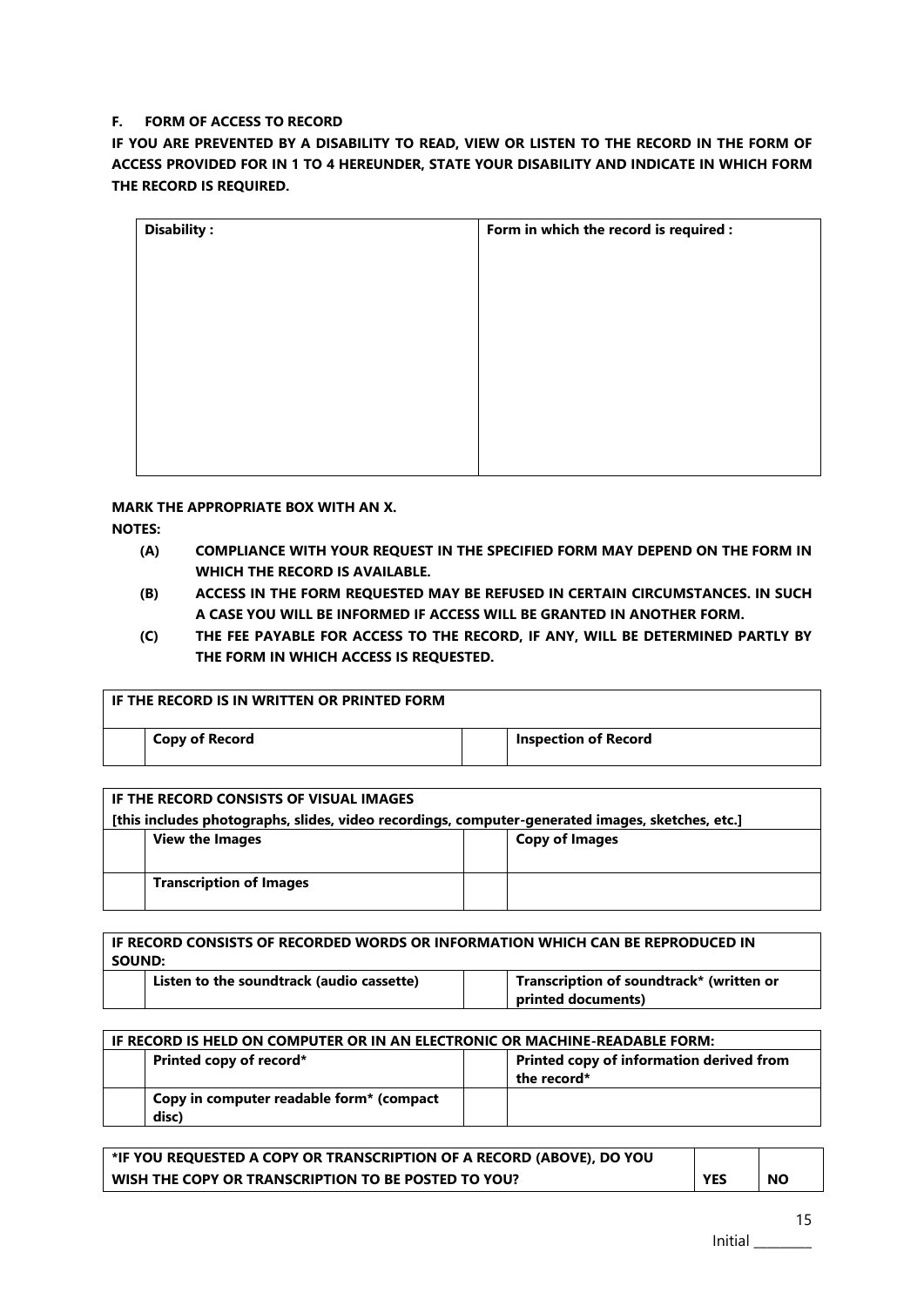**F. FORM OF ACCESS TO RECORD**

**IF YOU ARE PREVENTED BY A DISABILITY TO READ, VIEW OR LISTEN TO THE RECORD IN THE FORM OF ACCESS PROVIDED FOR IN 1 TO 4 HEREUNDER, STATE YOUR DISABILITY AND INDICATE IN WHICH FORM THE RECORD IS REQUIRED.**

| Disability : | Form in which the record is required : |
|---|---|
| | |

**MARK THE APPROPRIATE BOX WITH AN X.**

**NOTES:**

- **(A) COMPLIANCE WITH YOUR REQUEST IN THE SPECIFIED FORM MAY DEPEND ON THE FORM IN WHICH THE RECORD IS AVAILABLE.**
- **(B) ACCESS IN THE FORM REQUESTED MAY BE REFUSED IN CERTAIN CIRCUMSTANCES. IN SUCH A CASE YOU WILL BE INFORMED IF ACCESS WILL BE GRANTED IN ANOTHER FORM.**
- **(C) THE FEE PAYABLE FOR ACCESS TO THE RECORD, IF ANY, WILL BE DETERMINED PARTLY BY THE FORM IN WHICH ACCESS IS REQUESTED.**

| IF THE RECORD IS IN WRITTEN OR PRINTED FORM | | | |
|---|---|---|---|
| | **Copy of Record** | | **Inspection of Record** |

| IF THE RECORD CONSISTS OF VISUAL IMAGES [this includes photographs, slides, video recordings, computer-generated images, sketches, etc.] | | | |
|---|---|---|---|
| | **View the Images** | | **Copy of Images** |
| | **Transcription of Images** | | |

| IF RECORD CONSISTS OF RECORDED WORDS OR INFORMATION WHICH CAN BE REPRODUCED IN SOUND: | | | |
|---|---|---|---|
| | **Listen to the soundtrack (audio cassette)** | | **Transcription of soundtrack* (written or printed documents)** |

| IF RECORD IS HELD ON COMPUTER OR IN AN ELECTRONIC OR MACHINE-READABLE FORM: | | | |
|---|---|---|---|
| | **Printed copy of record*** | | **Printed copy of information derived from the record*** |
| | **Copy in computer readable form* (compact disc)** | | |

| *IF YOU REQUESTED A COPY OR TRANSCRIPTION OF A RECORD (ABOVE), DO YOU WISH THE COPY OR TRANSCRIPTION TO BE POSTED TO YOU? | YES | NO |
|---|---|---|

Initial ________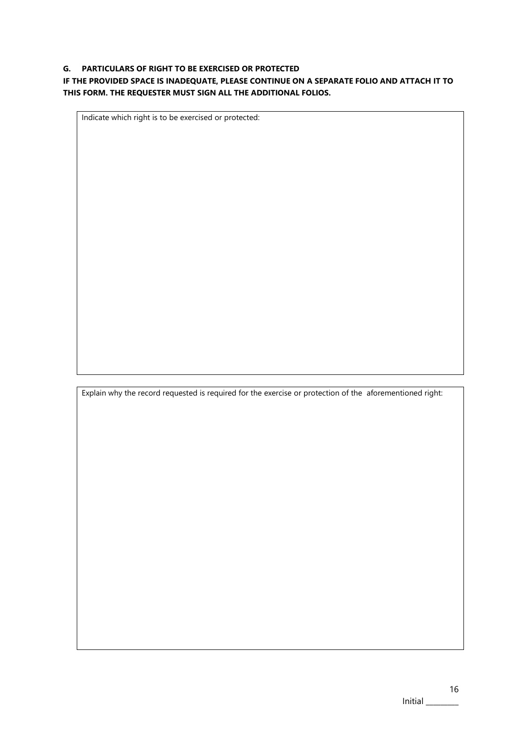**G. PARTICULARS OF RIGHT TO BE EXERCISED OR PROTECTED**

**IF THE PROVIDED SPACE IS INADEQUATE, PLEASE CONTINUE ON A SEPARATE FOLIO AND ATTACH IT TO THIS FORM. THE REQUESTER MUST SIGN ALL THE ADDITIONAL FOLIOS.**

| Indicate which right is to be exercised or protected: |
| --- |
| |

| Explain why the record requested is required for the exercise or protection of the aforementioned right: |
| --- |
| |

Initial ________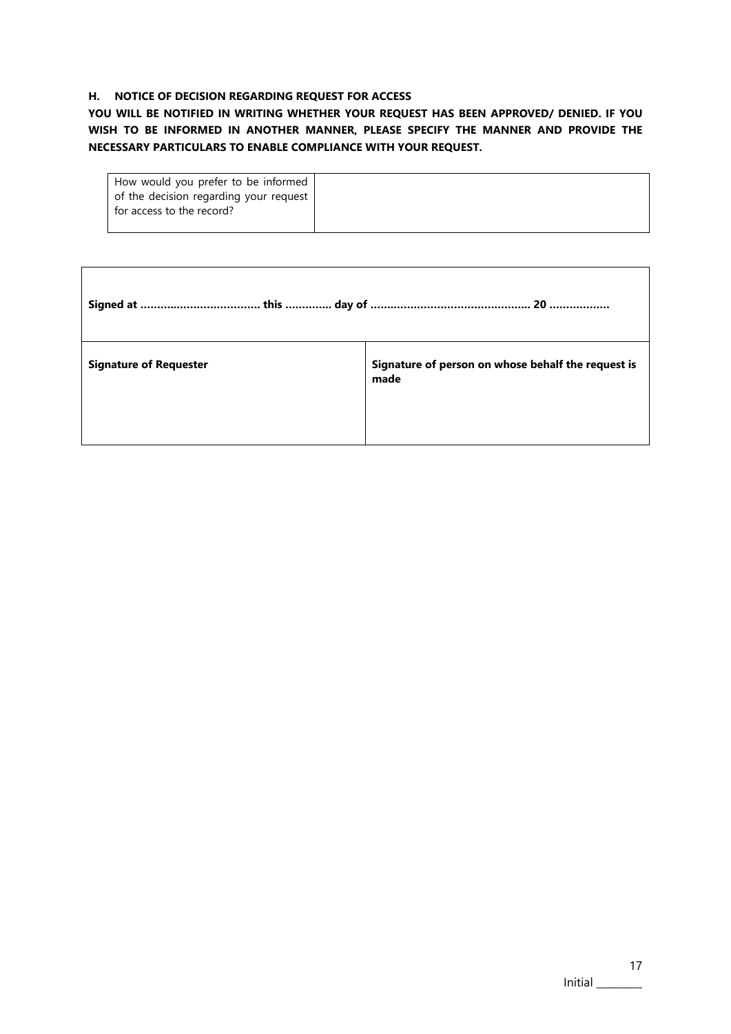### H. NOTICE OF DECISION REGARDING REQUEST FOR ACCESS

**YOU WILL BE NOTIFIED IN WRITING WHETHER YOUR REQUEST HAS BEEN APPROVED/ DENIED. IF YOU WISH TO BE INFORMED IN ANOTHER MANNER, PLEASE SPECIFY THE MANNER AND PROVIDE THE NECESSARY PARTICULARS TO ENABLE COMPLIANCE WITH YOUR REQUEST.**

| How would you prefer to be informed of the decision regarding your request for access to the record? | |
|---|---|

| **Signed at ……………………………… this …………. day of ……………………………………….. 20 ………………** | |
|---|---|
| **Signature of Requester** | **Signature of person on whose behalf the request is made** |

Initial ________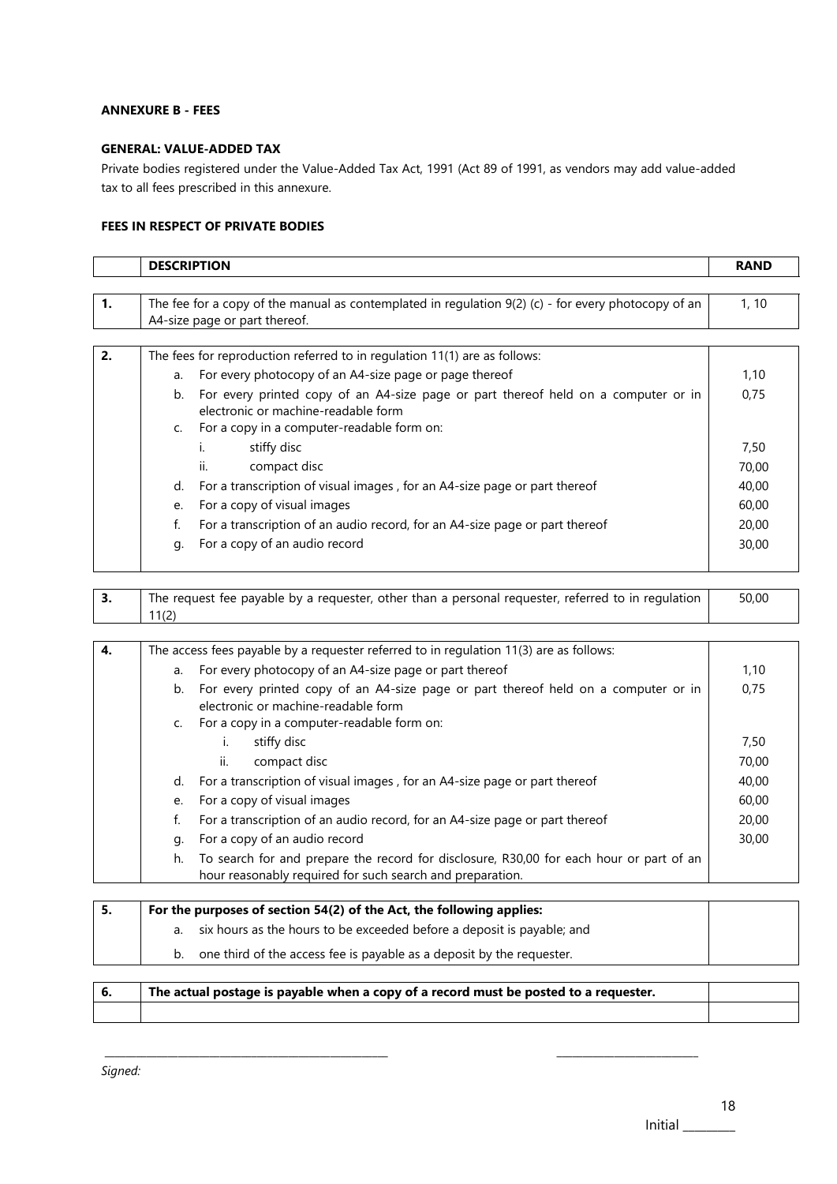**ANNEXURE B - FEES**

**GENERAL: VALUE-ADDED TAX**

Private bodies registered under the Value-Added Tax Act, 1991 (Act 89 of 1991, as vendors may add value-added tax to all fees prescribed in this annexure.

**FEES IN RESPECT OF PRIVATE BODIES**

| | **DESCRIPTION** | **RAND** |
|---|---|---|
| **1.** | The fee for a copy of the manual as contemplated in regulation 9(2) (c) - for every photocopy of an A4-size page or part thereof. | 1, 10 |
| **2.** | The fees for reproduction referred to in regulation 11(1) are as follows: | |
| | a. For every photocopy of an A4-size page or page thereof | 1,10 |
| | b. For every printed copy of an A4-size page or part thereof held on a computer or in electronic or machine-readable form | 0,75 |
| | c. For a copy in a computer-readable form on: | |
| | i. stiffy disc | 7,50 |
| | ii. compact disc | 70,00 |
| | d. For a transcription of visual images , for an A4-size page or part thereof | 40,00 |
| | e. For a copy of visual images | 60,00 |
| | f. For a transcription of an audio record, for an A4-size page or part thereof | 20,00 |
| | g. For a copy of an audio record | 30,00 |
| **3.** | The request fee payable by a requester, other than a personal requester, referred to in regulation 11(2) | 50,00 |
| **4.** | The access fees payable by a requester referred to in regulation 11(3) are as follows: | |
| | a. For every photocopy of an A4-size page or part thereof | 1,10 |
| | b. For every printed copy of an A4-size page or part thereof held on a computer or in electronic or machine-readable form | 0,75 |
| | c. For a copy in a computer-readable form on: | |
| | i. stiffy disc | 7,50 |
| | ii. compact disc | 70,00 |
| | d. For a transcription of visual images , for an A4-size page or part thereof | 40,00 |
| | e. For a copy of visual images | 60,00 |
| | f. For a transcription of an audio record, for an A4-size page or part thereof | 20,00 |
| | g. For a copy of an audio record | 30,00 |
| | h. To search for and prepare the record for disclosure, R30,00 for each hour or part of an hour reasonably required for such search and preparation. | |
| **5.** | **For the purposes of section 54(2) of the Act, the following applies:** | |
| | a. six hours as the hours to be exceeded before a deposit is payable; and | |
| | b. one third of the access fee is payable as a deposit by the requester. | |
| **6.** | **The actual postage is payable when a copy of a record must be posted to a requester.** | |
| | | |

______________________________________________ ________________________

*Signed:*

Initial ________